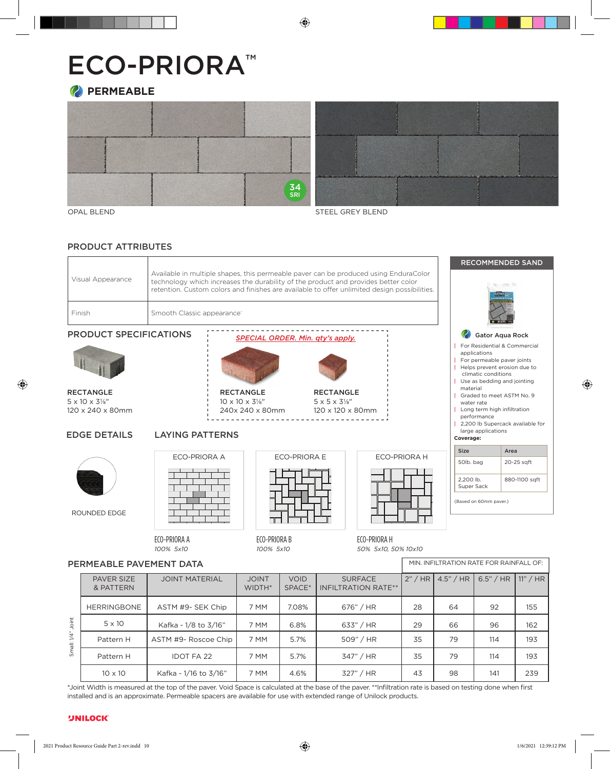# ECO-PRIORA™

## PERMEABLE

OPAL BLEND

34 SRI

STEEL GREY BLEND

## PRODUCT ATTRIBUTES

| | |
|---|---|
| Visual Appearance | Available in multiple shapes, this permeable paver can be produced using EnduraColor technology which increases the durability of the product and provides better color retention. Custom colors and finishes are available to offer unlimited design possibilities. |
| Finish | Smooth Classic appearance |

## PRODUCT SPECIFICATIONS

**RECTANGLE**
5 x 10 x 3⅛"
120 x 240 x 80mm

*SPECIAL ORDER. Min. qty's apply.*

**RECTANGLE**
10 x 10 x 3⅛"
240x 240 x 80mm

**RECTANGLE**
5 x 5 x 3⅛"
120 x 120 x 80mm

## EDGE DETAILS

ROUNDED EDGE

## LAYING PATTERNS

ECO-PRIORA A

ECO-PRIORA E

ECO-PRIORA H

ECO-PRIORA A
*100% 5x10*

ECO-PRIORA B
*100% 5x10*

ECO-PRIORA H
*50% 5x10, 50% 10x10*

## RECOMMENDED SAND

**Gator Aqua Rock**

- For Residential & Commercial applications
- For permeable paver joints
- Helps prevent erosion due to climatic conditions
- Use as bedding and jointing material
- Graded to meet ASTM No. 9 water rate
- Long term high infiltration performance
- 2,200 lb Supercack available for large applications

**Coverage:**

| Size | Area |
|---|---|
| 50lb. bag | 20-25 sqft |
| 2,200 lb. Super Sack | 880-1100 sqft |

(Based on 60mm paver.)

## PERMEABLE PAVEMENT DATA

| | PAVER SIZE & PATTERN | JOINT MATERIAL | JOINT WIDTH* | VOID SPACE* | SURFACE INFILTRATION RATE** | MIN. INFILTRATION RATE FOR RAINFALL OF: 2" / HR | 4.5" / HR | 6.5" / HR | 11" / HR |
|---|---|---|---|---|---|---|---|---|---|
| Small: 1/4" Joint | HERRINGBONE | ASTM #9- SEK Chip | 7 MM | 7.08% | 676" / HR | 28 | 64 | 92 | 155 |
| | 5 x 10 | Kafka - 1/8 to 3/16" | 7 MM | 6.8% | 633" / HR | 29 | 66 | 96 | 162 |
| | Pattern H | ASTM #9- Roscoe Chip | 7 MM | 5.7% | 509" / HR | 35 | 79 | 114 | 193 |
| | Pattern H | IDOT FA 22 | 7 MM | 5.7% | 347" / HR | 35 | 79 | 114 | 193 |
| | 10 x 10 | Kafka - 1/16 to 3/16" | 7 MM | 4.6% | 327" / HR | 43 | 98 | 141 | 239 |

*Joint Width is measured at the top of the paver. Void Space is calculated at the base of the paver. **Infiltration rate is based on testing done when first installed and is an approximate. Permeable spacers are available for use with extended range of Unilock products.

UNILOCK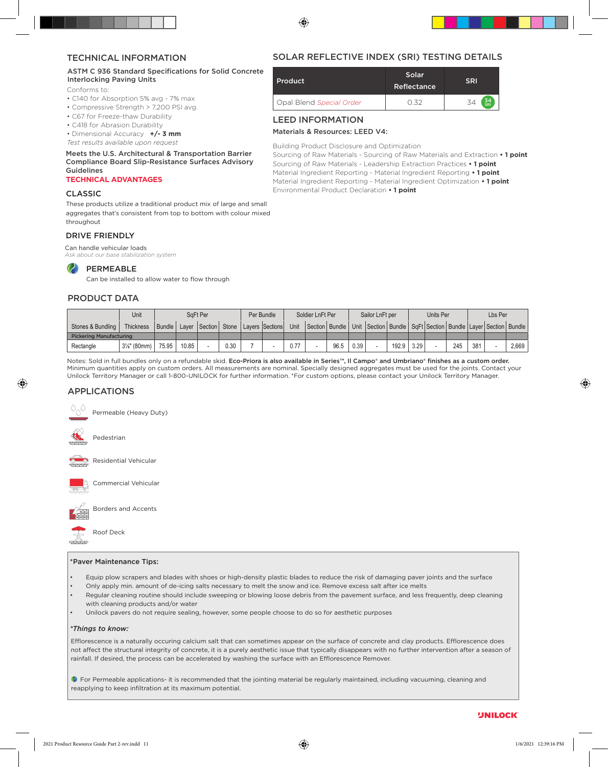## TECHNICAL INFORMATION

**ASTM C 936 Standard Specifications for Solid Concrete Interlocking Paving Units**

Conforms to:

- C140 for Absorption 5% avg - 7% max
- Compressive Strength > 7,200 PSI avg.
- C67 for Freeze-thaw Durability
- C418 for Abrasion Durability
- Dimensional Accuracy **+/- 3 mm**

*Test results available upon request*

**Meets the U.S. Architectural & Transportation Barrier Compliance Board Slip-Resistance Surfaces Advisory Guidelines**

**TECHNICAL ADVANTAGES**

### CLASSIC

These products utilize a traditional product mix of large and small aggregates that's consistent from top to bottom with colour mixed throughout

### DRIVE FRIENDLY

Can handle vehicular loads
*Ask about our base stabilization system*

### PERMEABLE

Can be installed to allow water to flow through

## SOLAR REFLECTIVE INDEX (SRI) TESTING DETAILS

| Product | Solar Reflectance | SRI |
|---|---|---|
| Opal Blend *Special Order* | 0.32 | 34 |

## LEED INFORMATION

**Materials & Resources: LEED V4:**

Building Product Disclosure and Optimization
Sourcing of Raw Materials - Sourcing of Raw Materials and Extraction • **1 point**
Sourcing of Raw Materials - Leadership Extraction Practices • **1 point**
Material Ingredient Reporting - Material Ingredient Reporting • **1 point**
Material Ingredient Reporting - Material Ingredient Optimization • **1 point**
Environmental Product Declaration • **1 point**

## PRODUCT DATA

| | Unit | SqFt Per | | | | Per Bundle | | Soldier LnFt Per | | | Sailor LnFt per | | | Units Per | | | Lbs Per | | |
|---|---|---|---|---|---|---|---|---|---|---|---|---|---|---|---|---|---|---|---|
| Stones & Bundling | Thickness | Bundle | Layer | Section | Stone | Layers | Sections | Unit | Section | Bundle | Unit | Section | Bundle | SqFt | Section | Bundle | Layer | Section | Bundle |
| Pickering Manufacturing | | | | | | | | | | | | | | | | | | | |
| Rectangle | 3⅛" (80mm) | 75.95 | 10.85 | - | 0.30 | 7 | - | 0.77 | - | 96.5 | 0.39 | - | 192.9 | 3.29 | - | 245 | 381 | - | 2,669 |

Notes: Sold in full bundles only on a refundable skid. **Eco-Priora is also available in Series™, Il Campo® and Umbriano® finishes as a custom order.** Minimum quantities apply on custom orders. All measurements are nominal. Specially designed aggregates must be used for the joints. Contact your Unilock Territory Manager or call 1-800-UNILOCK for further information. *For custom options, please contact your Unilock Territory Manager.

## APPLICATIONS

- Permeable (Heavy Duty)
- Pedestrian
- Residential Vehicular
- Commercial Vehicular
- Borders and Accents
- Roof Deck

**\*Paver Maintenance Tips:**

- Equip plow scrapers and blades with shoes or high-density plastic blades to reduce the risk of damaging paver joints and the surface
- Only apply min. amount of de-icing salts necessary to melt the snow and ice. Remove excess salt after ice melts
- Regular cleaning routine should include sweeping or blowing loose debris from the pavement surface, and less frequently, deep cleaning with cleaning products and/or water
- Unilock pavers do not require sealing, however, some people choose to do so for aesthetic purposes

***Things to know:***

Efflorescence is a naturally occuring calcium salt that can sometimes appear on the surface of concrete and clay products. Efflorescence does not affect the structural integrity of concrete, it is a purely aesthetic issue that typically disappears with no further intervention after a season of rainfall. If desired, the process can be accelerated by washing the surface with an Efflorescence Remover.

For Permeable applications- it is recommended that the jointing material be regularly maintained, including vacuuming, cleaning and reapplying to keep infiltration at its maximum potential.